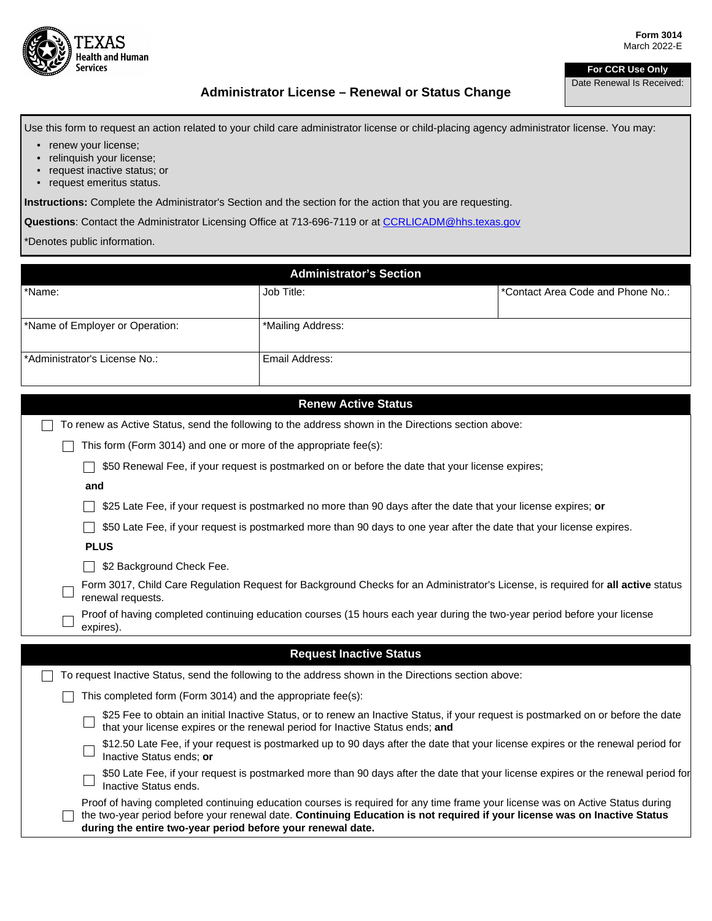Form 3014
March 2022-E

| For CCR Use Only |
|---|
| Date Renewal Is Received: |

# Administrator License – Renewal or Status Change

Use this form to request an action related to your child care administrator license or child-placing agency administrator license. You may:

- renew your license;
- relinquish your license;
- request inactive status; or
- request emeritus status.

**Instructions:** Complete the Administrator's Section and the section for the action that you are requesting.

**Questions**: Contact the Administrator Licensing Office at 713-696-7119 or at CCRLICADM@hhs.texas.gov

*Denotes public information.

## Administrator's Section

| *Name: | Job Title: | *Contact Area Code and Phone No.: |
|---|---|---|
| *Name of Employer or Operation: | *Mailing Address: | |
| *Administrator's License No.: | Email Address: | |

## Renew Active Status

- ☐ To renew as Active Status, send the following to the address shown in the Directions section above:
  - ☐ This form (Form 3014) and one or more of the appropriate fee(s):
    - ☐ $50 Renewal Fee, if your request is postmarked on or before the date that your license expires;

      **and**

    - ☐ $25 Late Fee, if your request is postmarked no more than 90 days after the date that your license expires; **or**
    - ☐ $50 Late Fee, if your request is postmarked more than 90 days to one year after the date that your license expires.

      **PLUS**

    - ☐ $2 Background Check Fee.
  - ☐ Form 3017, Child Care Regulation Request for Background Checks for an Administrator's License, is required for **all active** status renewal requests.
  - ☐ Proof of having completed continuing education courses (15 hours each year during the two-year period before your license expires).

## Request Inactive Status

- ☐ To request Inactive Status, send the following to the address shown in the Directions section above:
  - ☐ This completed form (Form 3014) and the appropriate fee(s):
    - ☐ $25 Fee to obtain an initial Inactive Status, or to renew an Inactive Status, if your request is postmarked on or before the date that your license expires or the renewal period for Inactive Status ends; **and**
    - ☐ $12.50 Late Fee, if your request is postmarked up to 90 days after the date that your license expires or the renewal period for Inactive Status ends; **or**
    - ☐ $50 Late Fee, if your request is postmarked more than 90 days after the date that your license expires or the renewal period for Inactive Status ends.
  - ☐ Proof of having completed continuing education courses is required for any time frame your license was on Active Status during the two-year period before your renewal date. **Continuing Education is not required if your license was on Inactive Status during the entire two-year period before your renewal date.**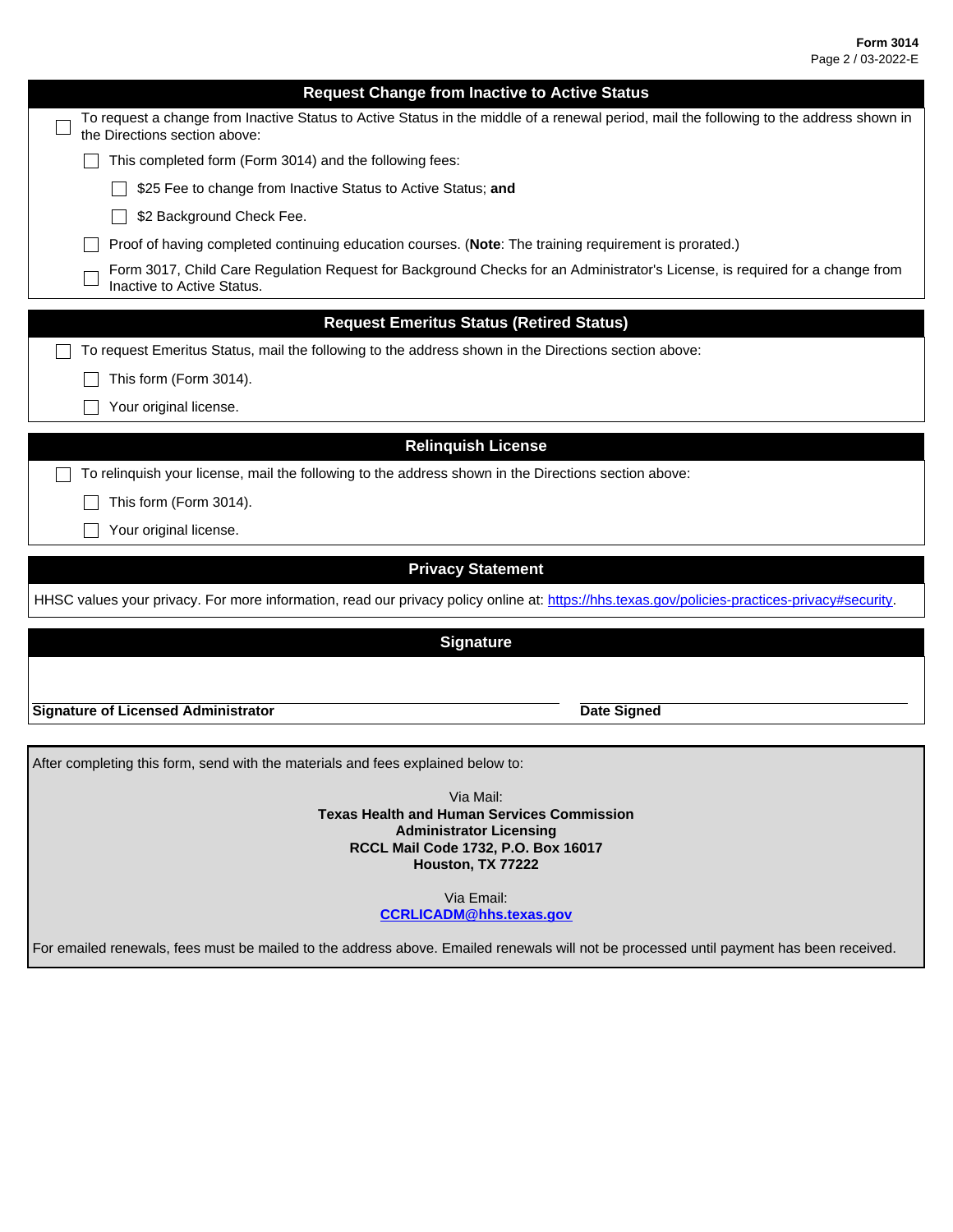## Request Change from Inactive to Active Status

- ☐ To request a change from Inactive Status to Active Status in the middle of a renewal period, mail the following to the address shown in the Directions section above:
  - ☐ This completed form (Form 3014) and the following fees:
    - ☐ $25 Fee to change from Inactive Status to Active Status; **and**
    - ☐ $2 Background Check Fee.
  - ☐ Proof of having completed continuing education courses. (**Note**: The training requirement is prorated.)
  - ☐ Form 3017, Child Care Regulation Request for Background Checks for an Administrator's License, is required for a change from Inactive to Active Status.

## Request Emeritus Status (Retired Status)

- ☐ To request Emeritus Status, mail the following to the address shown in the Directions section above:
  - ☐ This form (Form 3014).
  - ☐ Your original license.

## Relinquish License

- ☐ To relinquish your license, mail the following to the address shown in the Directions section above:
  - ☐ This form (Form 3014).
  - ☐ Your original license.

## Privacy Statement

HHSC values your privacy. For more information, read our privacy policy online at: https://hhs.texas.gov/policies-practices-privacy#security.

## Signature

**Signature of Licensed Administrator** ______________________ **Date Signed** ______________

After completing this form, send with the materials and fees explained below to:

Via Mail:
**Texas Health and Human Services Commission**
**Administrator Licensing**
**RCCL Mail Code 1732, P.O. Box 16017**
**Houston, TX 77222**

Via Email:
**CCRLICADM@hhs.texas.gov**

For emailed renewals, fees must be mailed to the address above. Emailed renewals will not be processed until payment has been received.